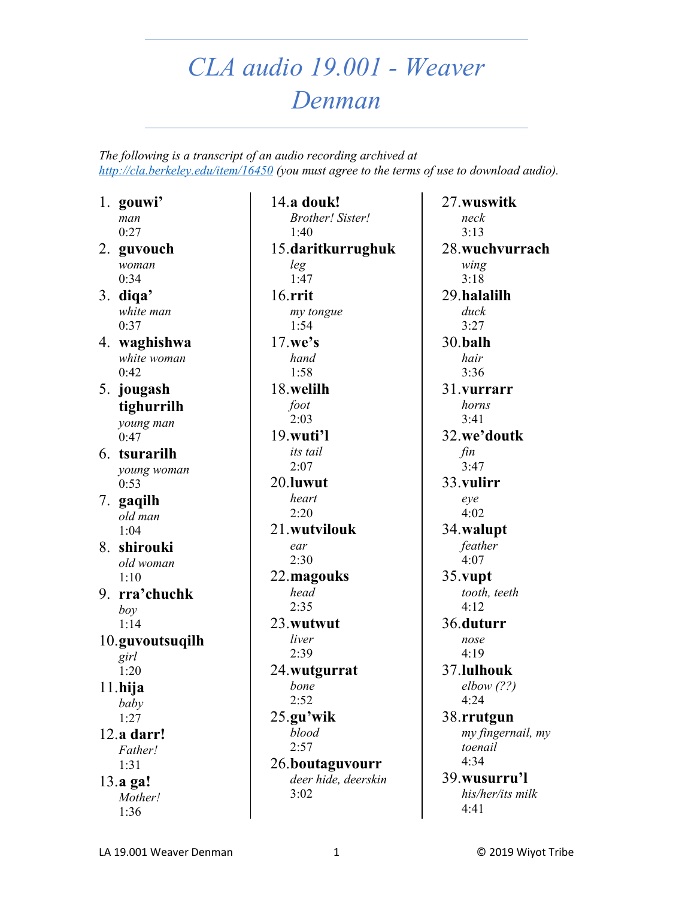# CLA audio 19.001 - Weaver Denman

*The following is a transcript of an audio recording archived at [http://cla.berkeley.edu/item/16450](http://cla.berkeley.edu/item/16450) (you must agree to the terms of use to download audio).*

1. **gouwi'**
   *man*
   0:27
2. **guvouch**
   *woman*
   0:34
3. **diqa'**
   *white man*
   0:37
4. **waghishwa**
   *white woman*
   0:42
5. **jougash tighurrilh**
   *young man*
   0:47
6. **tsurarilh**
   *young woman*
   0:53
7. **gaqilh**
   *old man*
   1:04
8. **shirouki**
   *old woman*
   1:10
9. **rra'chuchk**
   *boy*
   1:14
10. **guvoutsuqilh**
    *girl*
    1:20
11. **hija**
    *baby*
    1:27
12. **a darr!**
    *Father!*
    1:31
13. **a ga!**
    *Mother!*
    1:36
14. **a douk!**
    *Brother! Sister!*
    1:40
15. **daritkurrughuk**
    *leg*
    1:47
16. **rrit**
    *my tongue*
    1:54
17. **we's**
    *hand*
    1:58
18. **welilh**
    *foot*
    2:03
19. **wuti'l**
    *its tail*
    2:07
20. **luwut**
    *heart*
    2:20
21. **wutvilouk**
    *ear*
    2:30
22. **magouks**
    *head*
    2:35
23. **wutwut**
    *liver*
    2:39
24. **wutgurrat**
    *bone*
    2:52
25. **gu'wik**
    *blood*
    2:57
26. **boutaguvourr**
    *deer hide, deerskin*
    3:02
27. **wuswitk**
    *neck*
    3:13
28. **wuchvurrach**
    *wing*
    3:18
29. **halalilh**
    *duck*
    3:27
30. **balh**
    *hair*
    3:36
31. **vurrarr**
    *horns*
    3:41
32. **we'doutk**
    *fin*
    3:47
33. **vulirr**
    *eye*
    4:02
34. **walupt**
    *feather*
    4:07
35. **vupt**
    *tooth, teeth*
    4:12
36. **duturr**
    *nose*
    4:19
37. **lulhouk**
    *elbow (??)*
    4:24
38. **rrutgun**
    *my fingernail, my toenail*
    4:34
39. **wusurru'l**
    *his/her/its milk*
    4:41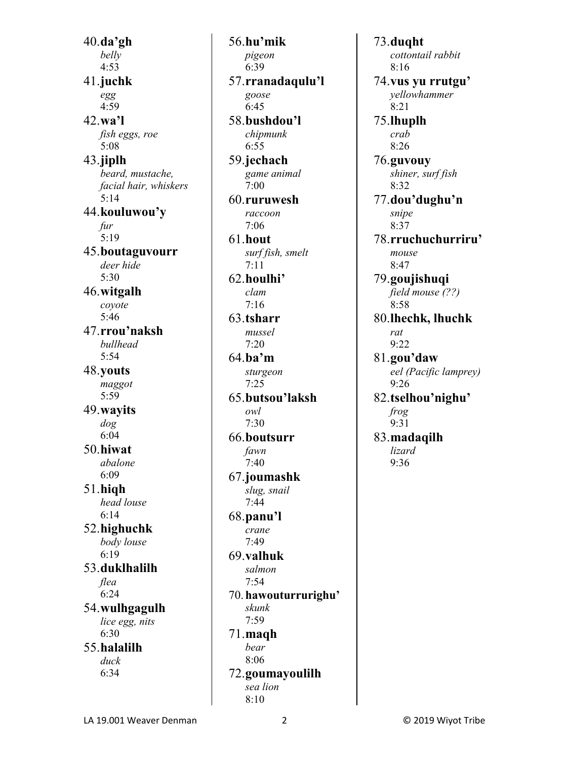40. **da'gh**
 *belly*
 4:53
41. **juchk**
 *egg*
 4:59
42. **wa'l**
 *fish eggs, roe*
 5:08
43. **jiplh**
 *beard, mustache, facial hair, whiskers*
 5:14
44. **kouluwou'y**
 *fur*
 5:19
45. **boutaguvourr**
 *deer hide*
 5:30
46. **witgalh**
 *coyote*
 5:46
47. **rrou'naksh**
 *bullhead*
 5:54
48. **youts**
 *maggot*
 5:59
49. **wayits**
 *dog*
 6:04
50. **hiwat**
 *abalone*
 6:09
51. **hiqh**
 *head louse*
 6:14
52. **highuchk**
 *body louse*
 6:19
53. **duklhalilh**
 *flea*
 6:24
54. **wulhgagulh**
 *lice egg, nits*
 6:30
55. **halalilh**
 *duck*
 6:34
56. **hu'mik**
 *pigeon*
 6:39
57. **rranadaqulu'l**
 *goose*
 6:45
58. **bushdou'l**
 *chipmunk*
 6:55
59. **jechach**
 *game animal*
 7:00
60. **ruruwesh**
 *raccoon*
 7:06
61. **hout**
 *surf fish, smelt*
 7:11
62. **houlhi'**
 *clam*
 7:16
63. **tsharr**
 *mussel*
 7:20
64. **ba'm**
 *sturgeon*
 7:25
65. **butsou'laksh**
 *owl*
 7:30
66. **boutsurr**
 *fawn*
 7:40
67. **joumashk**
 *slug, snail*
 7:44
68. **panu'l**
 *crane*
 7:49
69. **valhuk**
 *salmon*
 7:54
70. **hawouturrurighu'**
 *skunk*
 7:59
71. **maqh**
 *bear*
 8:06
72. **goumayoulilh**
 *sea lion*
 8:10
73. **duqht**
 *cottontail rabbit*
 8:16
74. **vus yu rrutgu'**
 *yellowhammer*
 8:21
75. **lhuplh**
 *crab*
 8:26
76. **guvouy**
 *shiner, surf fish*
 8:32
77. **dou'dughu'n**
 *snipe*
 8:37
78. **rruchuchurriru'**
 *mouse*
 8:47
79. **goujishuqi**
 *field mouse (??)*
 8:58
80. **lhechk, lhuchk**
 *rat*
 9:22
81. **gou'daw**
 *eel (Pacific lamprey)*
 9:26
82. **tselhou'nighu'**
 *frog*
 9:31
83. **madaqilh**
 *lizard*
 9:36